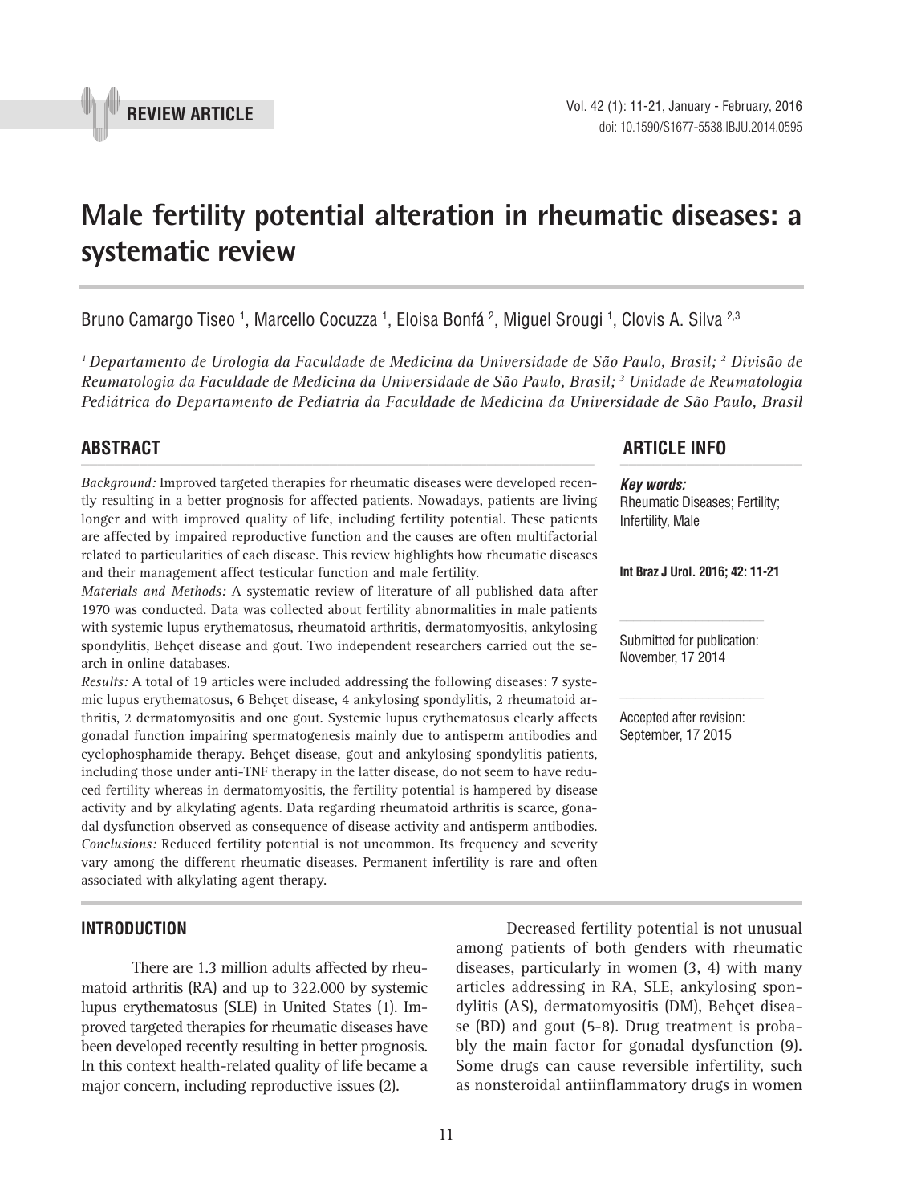REVIEW ARTICLE

# Male fertility potential alteration in rheumatic diseases: a systematic review

Bruno Camargo Tiseo [1], Marcello Cocuzza [1], Eloisa Bonfá [2], Miguel Srougi [1], Clovis A. Silva [2,3]

*[1] Departamento de Urologia da Faculdade de Medicina da Universidade de São Paulo, Brasil; [2] Divisão de Reumatologia da Faculdade de Medicina da Universidade de São Paulo, Brasil; [3] Unidade de Reumatologia Pediátrica do Departamento de Pediatria da Faculdade de Medicina da Universidade de São Paulo, Brasil*

## ABSTRACT

*Background:* Improved targeted therapies for rheumatic diseases were developed recently resulting in a better prognosis for affected patients. Nowadays, patients are living longer and with improved quality of life, including fertility potential. These patients are affected by impaired reproductive function and the causes are often multifactorial related to particularities of each disease. This review highlights how rheumatic diseases and their management affect testicular function and male fertility.

*Materials and Methods:* A systematic review of literature of all published data after 1970 was conducted. Data was collected about fertility abnormalities in male patients with systemic lupus erythematosus, rheumatoid arthritis, dermatomyositis, ankylosing spondylitis, Behçet disease and gout. Two independent researchers carried out the search in online databases.

*Results:* A total of 19 articles were included addressing the following diseases: 7 systemic lupus erythematosus, 6 Behçet disease, 4 ankylosing spondylitis, 2 rheumatoid arthritis, 2 dermatomyositis and one gout. Systemic lupus erythematosus clearly affects gonadal function impairing spermatogenesis mainly due to antisperm antibodies and cyclophosphamide therapy. Behçet disease, gout and ankylosing spondylitis patients, including those under anti-TNF therapy in the latter disease, do not seem to have reduced fertility whereas in dermatomyositis, the fertility potential is hampered by disease activity and by alkylating agents. Data regarding rheumatoid arthritis is scarce, gonadal dysfunction observed as consequence of disease activity and antisperm antibodies.

*Conclusions:* Reduced fertility potential is not uncommon. Its frequency and severity vary among the different rheumatic diseases. Permanent infertility is rare and often associated with alkylating agent therapy.

## ARTICLE INFO

***Key words:***
Rheumatic Diseases; Fertility; Infertility, Male

**Int Braz J Urol. 2016; 42: 11-21**

Submitted for publication: November, 17 2014

Accepted after revision: September, 17 2015

## INTRODUCTION

There are 1.3 million adults affected by rheumatoid arthritis (RA) and up to 322.000 by systemic lupus erythematosus (SLE) in United States (1). Improved targeted therapies for rheumatic diseases have been developed recently resulting in better prognosis. In this context health-related quality of life became a major concern, including reproductive issues (2).

Decreased fertility potential is not unusual among patients of both genders with rheumatic diseases, particularly in women (3, 4) with many articles addressing in RA, SLE, ankylosing spondylitis (AS), dermatomyositis (DM), Behçet disease (BD) and gout (5-8). Drug treatment is probably the main factor for gonadal dysfunction (9). Some drugs can cause reversible infertility, such as nonsteroidal antiinflammatory drugs in women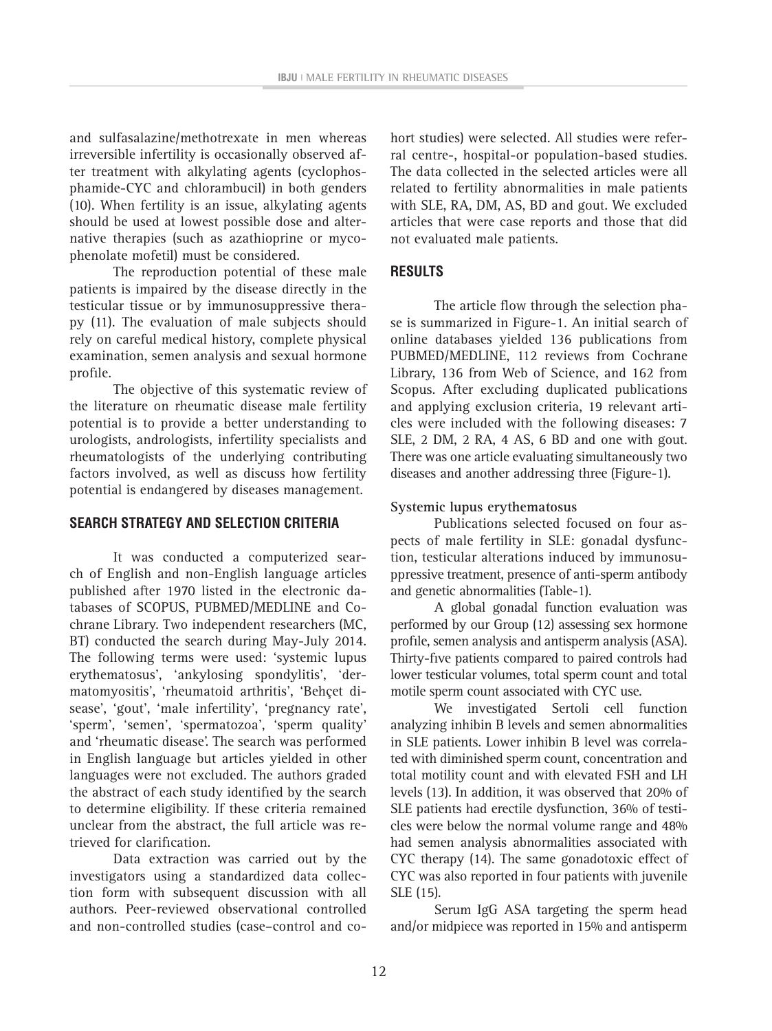and sulfasalazine/methotrexate in men whereas irreversible infertility is occasionally observed after treatment with alkylating agents (cyclophosphamide-CYC and chlorambucil) in both genders (10). When fertility is an issue, alkylating agents should be used at lowest possible dose and alternative therapies (such as azathioprine or mycophenolate mofetil) must be considered.

The reproduction potential of these male patients is impaired by the disease directly in the testicular tissue or by immunosuppressive therapy (11). The evaluation of male subjects should rely on careful medical history, complete physical examination, semen analysis and sexual hormone profile.

The objective of this systematic review of the literature on rheumatic disease male fertility potential is to provide a better understanding to urologists, andrologists, infertility specialists and rheumatologists of the underlying contributing factors involved, as well as discuss how fertility potential is endangered by diseases management.

## SEARCH STRATEGY AND SELECTION CRITERIA

It was conducted a computerized search of English and non-English language articles published after 1970 listed in the electronic databases of SCOPUS, PUBMED/MEDLINE and Cochrane Library. Two independent researchers (MC, BT) conducted the search during May-July 2014. The following terms were used: 'systemic lupus erythematosus', 'ankylosing spondylitis', 'dermatomyositis', 'rheumatoid arthritis', 'Behçet disease', 'gout', 'male infertility', 'pregnancy rate', 'sperm', 'semen', 'spermatozoa', 'sperm quality' and 'rheumatic disease'. The search was performed in English language but articles yielded in other languages were not excluded. The authors graded the abstract of each study identified by the search to determine eligibility. If these criteria remained unclear from the abstract, the full article was retrieved for clarification.

Data extraction was carried out by the investigators using a standardized data collection form with subsequent discussion with all authors. Peer-reviewed observational controlled and non-controlled studies (case–control and cohort studies) were selected. All studies were referral centre-, hospital-or population-based studies. The data collected in the selected articles were all related to fertility abnormalities in male patients with SLE, RA, DM, AS, BD and gout. We excluded articles that were case reports and those that did not evaluated male patients.

## RESULTS

The article flow through the selection phase is summarized in Figure-1. An initial search of online databases yielded 136 publications from PUBMED/MEDLINE, 112 reviews from Cochrane Library, 136 from Web of Science, and 162 from Scopus. After excluding duplicated publications and applying exclusion criteria, 19 relevant articles were included with the following diseases: 7 SLE, 2 DM, 2 RA, 4 AS, 6 BD and one with gout. There was one article evaluating simultaneously two diseases and another addressing three (Figure-1).

### Systemic lupus erythematosus

Publications selected focused on four aspects of male fertility in SLE: gonadal dysfunction, testicular alterations induced by immunosuppressive treatment, presence of anti-sperm antibody and genetic abnormalities (Table-1).

A global gonadal function evaluation was performed by our Group (12) assessing sex hormone profile, semen analysis and antisperm analysis (ASA). Thirty-five patients compared to paired controls had lower testicular volumes, total sperm count and total motile sperm count associated with CYC use.

We investigated Sertoli cell function analyzing inhibin B levels and semen abnormalities in SLE patients. Lower inhibin B level was correlated with diminished sperm count, concentration and total motility count and with elevated FSH and LH levels (13). In addition, it was observed that 20% of SLE patients had erectile dysfunction, 36% of testicles were below the normal volume range and 48% had semen analysis abnormalities associated with CYC therapy (14). The same gonadotoxic effect of CYC was also reported in four patients with juvenile SLE (15).

Serum IgG ASA targeting the sperm head and/or midpiece was reported in 15% and antisperm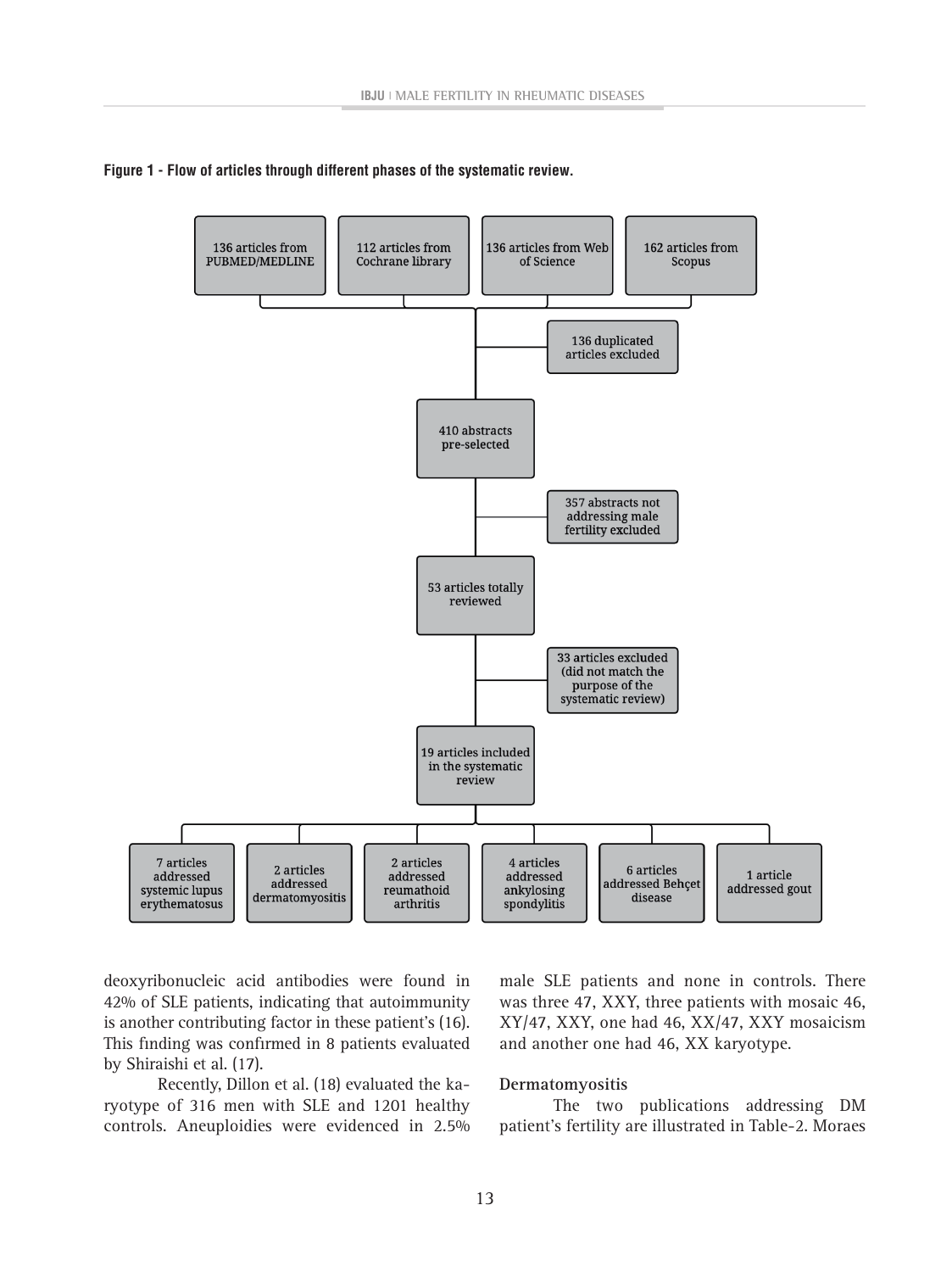**Figure 1 - Flow of articles through different phases of the systematic review.**

- 136 articles from PUBMED/MEDLINE
- 112 articles from Cochrane library
- 136 articles from Web of Science
- 162 articles from Scopus

136 duplicated articles excluded

410 abstracts pre-selected

357 abstracts not addressing male fertility excluded

53 articles totally reviewed

33 articles excluded (did not match the purpose of the systematic review)

19 articles included in the systematic review

- 7 articles addressed systemic lupus erythematosus
- 2 articles addressed dermatomyositis
- 2 articles addressed reumathoid arthritis
- 4 articles addressed ankylosing spondylitis
- 6 articles addressed Behçet disease
- 1 article addressed gout

deoxyribonucleic acid antibodies were found in 42% of SLE patients, indicating that autoimmunity is another contributing factor in these patient's (16). This finding was confirmed in 8 patients evaluated by Shiraishi et al. (17).

Recently, Dillon et al. (18) evaluated the karyotype of 316 men with SLE and 1201 healthy controls. Aneuploidies were evidenced in 2.5% male SLE patients and none in controls. There was three 47, XXY, three patients with mosaic 46, XY/47, XXY, one had 46, XX/47, XXY mosaicism and another one had 46, XX karyotype.

### Dermatomyositis

The two publications addressing DM patient's fertility are illustrated in Table-2. Moraes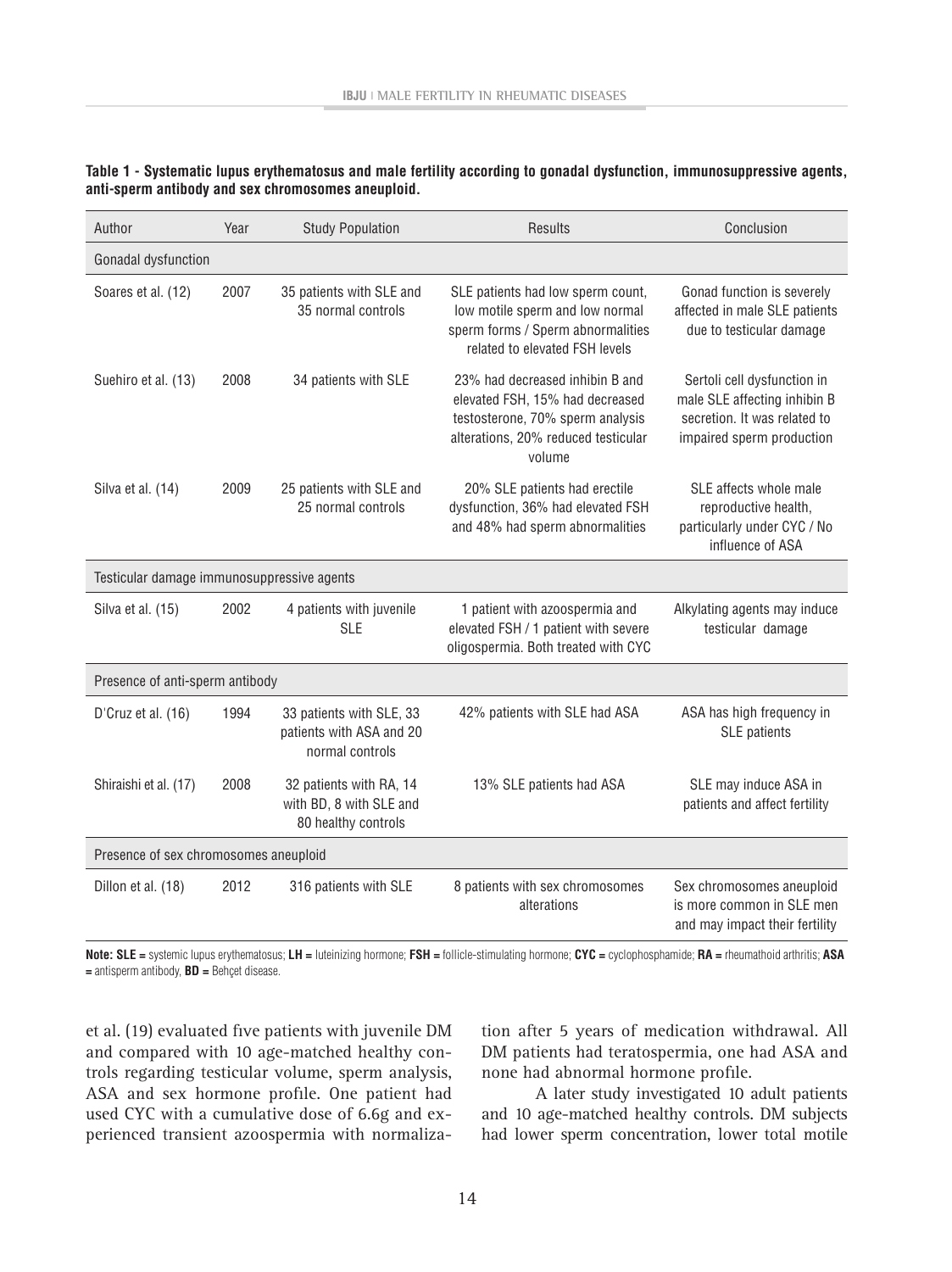**Table 1 - Systematic lupus erythematosus and male fertility according to gonadal dysfunction, immunosuppressive agents, anti-sperm antibody and sex chromosomes aneuploid.**

| Author | Year | Study Population | Results | Conclusion |
|---|---|---|---|---|
| Gonadal dysfunction | | | | |
| Soares et al. (12) | 2007 | 35 patients with SLE and 35 normal controls | SLE patients had low sperm count, low motile sperm and low normal sperm forms / Sperm abnormalities related to elevated FSH levels | Gonad function is severely affected in male SLE patients due to testicular damage |
| Suehiro et al. (13) | 2008 | 34 patients with SLE | 23% had decreased inhibin B and elevated FSH, 15% had decreased testosterone, 70% sperm analysis alterations, 20% reduced testicular volume | Sertoli cell dysfunction in male SLE affecting inhibin B secretion. It was related to impaired sperm production |
| Silva et al. (14) | 2009 | 25 patients with SLE and 25 normal controls | 20% SLE patients had erectile dysfunction, 36% had elevated FSH and 48% had sperm abnormalities | SLE affects whole male reproductive health, particularly under CYC / No influence of ASA |
| Testicular damage immunosuppressive agents | | | | |
| Silva et al. (15) | 2002 | 4 patients with juvenile SLE | 1 patient with azoospermia and elevated FSH / 1 patient with severe oligospermia. Both treated with CYC | Alkylating agents may induce testicular damage |
| Presence of anti-sperm antibody | | | | |
| D'Cruz et al. (16) | 1994 | 33 patients with SLE, 33 patients with ASA and 20 normal controls | 42% patients with SLE had ASA | ASA has high frequency in SLE patients |
| Shiraishi et al. (17) | 2008 | 32 patients with RA, 14 with BD, 8 with SLE and 80 healthy controls | 13% SLE patients had ASA | SLE may induce ASA in patients and affect fertility |
| Presence of sex chromosomes aneuploid | | | | |
| Dillon et al. (18) | 2012 | 316 patients with SLE | 8 patients with sex chromosomes alterations | Sex chromosomes aneuploid is more common in SLE men and may impact their fertility |

**Note: SLE =** systemic lupus erythematosus; **LH =** luteinizing hormone; **FSH =** follicle-stimulating hormone; **CYC =** cyclophosphamide; **RA =** rheumathoid arthritis; **ASA =** antisperm antibody, **BD =** Behçet disease.

et al. (19) evaluated five patients with juvenile DM and compared with 10 age-matched healthy controls regarding testicular volume, sperm analysis, ASA and sex hormone profile. One patient had used CYC with a cumulative dose of 6.6g and experienced transient azoospermia with normalization after 5 years of medication withdrawal. All DM patients had teratospermia, one had ASA and none had abnormal hormone profile.

A later study investigated 10 adult patients and 10 age-matched healthy controls. DM subjects had lower sperm concentration, lower total motile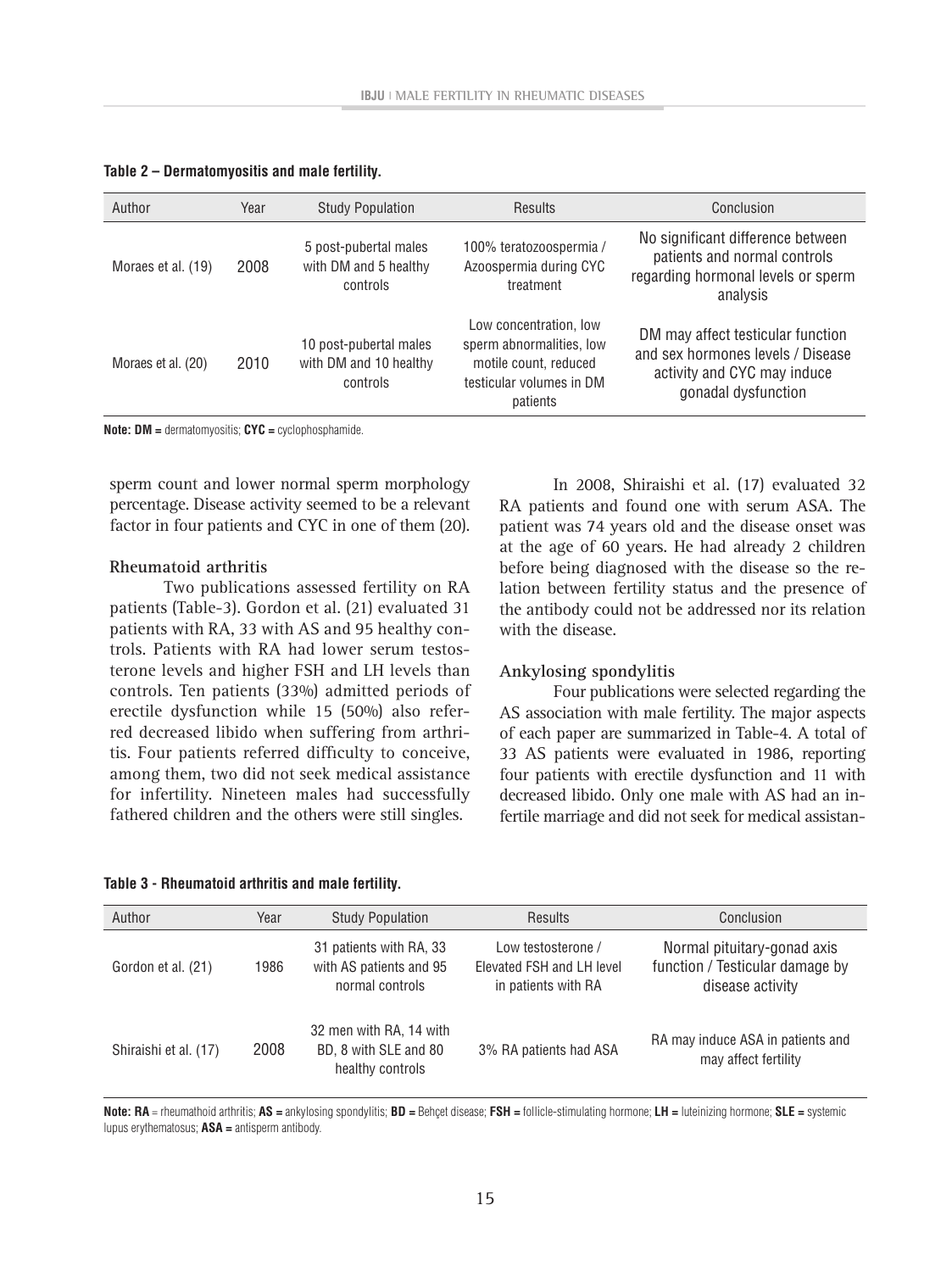**Table 2 – Dermatomyositis and male fertility.**

| Author | Year | Study Population | Results | Conclusion |
|---|---|---|---|---|
| Moraes et al. (19) | 2008 | 5 post-pubertal males with DM and 5 healthy controls | 100% teratozoospermia / Azoospermia during CYC treatment | No significant difference between patients and normal controls regarding hormonal levels or sperm analysis |
| Moraes et al. (20) | 2010 | 10 post-pubertal males with DM and 10 healthy controls | Low concentration, low sperm abnormalities, low motile count, reduced testicular volumes in DM patients | DM may affect testicular function and sex hormones levels / Disease activity and CYC may induce gonadal dysfunction |

**Note: DM =** dermatomyositis; **CYC =** cyclophosphamide.

sperm count and lower normal sperm morphology percentage. Disease activity seemed to be a relevant factor in four patients and CYC in one of them (20).

### Rheumatoid arthritis

Two publications assessed fertility on RA patients (Table-3). Gordon et al. (21) evaluated 31 patients with RA, 33 with AS and 95 healthy controls. Patients with RA had lower serum testosterone levels and higher FSH and LH levels than controls. Ten patients (33%) admitted periods of erectile dysfunction while 15 (50%) also referred decreased libido when suffering from arthritis. Four patients referred difficulty to conceive, among them, two did not seek medical assistance for infertility. Nineteen males had successfully fathered children and the others were still singles.

In 2008, Shiraishi et al. (17) evaluated 32 RA patients and found one with serum ASA. The patient was 74 years old and the disease onset was at the age of 60 years. He had already 2 children before being diagnosed with the disease so the relation between fertility status and the presence of the antibody could not be addressed nor its relation with the disease.

### Ankylosing spondylitis

Four publications were selected regarding the AS association with male fertility. The major aspects of each paper are summarized in Table-4. A total of 33 AS patients were evaluated in 1986, reporting four patients with erectile dysfunction and 11 with decreased libido. Only one male with AS had an infertile marriage and did not seek for medical assistan-

**Table 3 - Rheumatoid arthritis and male fertility.**

| Author | Year | Study Population | Results | Conclusion |
|---|---|---|---|---|
| Gordon et al. (21) | 1986 | 31 patients with RA, 33 with AS patients and 95 normal controls | Low testosterone / Elevated FSH and LH level in patients with RA | Normal pituitary-gonad axis function / Testicular damage by disease activity |
| Shiraishi et al. (17) | 2008 | 32 men with RA, 14 with BD, 8 with SLE and 80 healthy controls | 3% RA patients had ASA | RA may induce ASA in patients and may affect fertility |

**Note: RA** = rheumathoid arthritis; **AS =** ankylosing spondylitis; **BD =** Behçet disease; **FSH =** follicle-stimulating hormone; **LH =** luteinizing hormone; **SLE =** systemic lupus erythematosus; **ASA =** antisperm antibody.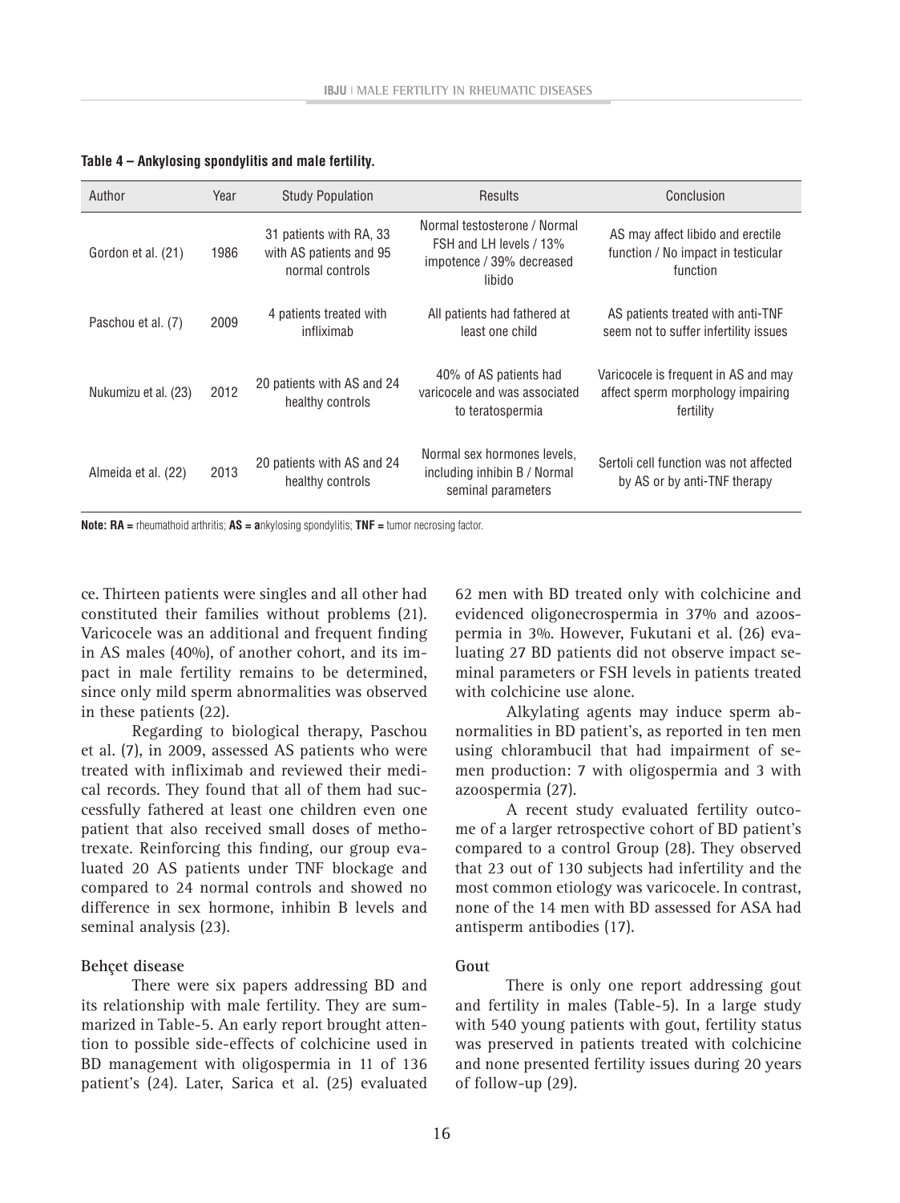**Table 4 – Ankylosing spondylitis and male fertility.**

| Author | Year | Study Population | Results | Conclusion |
|---|---|---|---|---|
| Gordon et al. (21) | 1986 | 31 patients with RA, 33 with AS patients and 95 normal controls | Normal testosterone / Normal FSH and LH levels / 13% impotence / 39% decreased libido | AS may affect libido and erectile function / No impact in testicular function |
| Paschou et al. (7) | 2009 | 4 patients treated with infliximab | All patients had fathered at least one child | AS patients treated with anti-TNF seem not to suffer infertility issues |
| Nukumizu et al. (23) | 2012 | 20 patients with AS and 24 healthy controls | 40% of AS patients had varicocele and was associated to teratospermia | Varicocele is frequent in AS and may affect sperm morphology impairing fertility |
| Almeida et al. (22) | 2013 | 20 patients with AS and 24 healthy controls | Normal sex hormones levels, including inhibin B / Normal seminal parameters | Sertoli cell function was not affected by AS or by anti-TNF therapy |

**Note: RA =** rheumathoid arthritis; **AS = a**nkylosing spondylitis; **TNF =** tumor necrosing factor.

ce. Thirteen patients were singles and all other had constituted their families without problems (21). Varicocele was an additional and frequent finding in AS males (40%), of another cohort, and its impact in male fertility remains to be determined, since only mild sperm abnormalities was observed in these patients (22).

Regarding to biological therapy, Paschou et al. (7), in 2009, assessed AS patients who were treated with infliximab and reviewed their medical records. They found that all of them had successfully fathered at least one children even one patient that also received small doses of methotrexate. Reinforcing this finding, our group evaluated 20 AS patients under TNF blockage and compared to 24 normal controls and showed no difference in sex hormone, inhibin B levels and seminal analysis (23).

### Behçet disease

There were six papers addressing BD and its relationship with male fertility. They are summarized in Table-5. An early report brought attention to possible side-effects of colchicine used in BD management with oligospermia in 11 of 136 patient's (24). Later, Sarica et al. (25) evaluated 62 men with BD treated only with colchicine and evidenced oligonecrospermia in 37% and azoospermia in 3%. However, Fukutani et al. (26) evaluating 27 BD patients did not observe impact seminal parameters or FSH levels in patients treated with colchicine use alone.

Alkylating agents may induce sperm abnormalities in BD patient's, as reported in ten men using chlorambucil that had impairment of semen production: 7 with oligospermia and 3 with azoospermia (27).

A recent study evaluated fertility outcome of a larger retrospective cohort of BD patient's compared to a control Group (28). They observed that 23 out of 130 subjects had infertility and the most common etiology was varicocele. In contrast, none of the 14 men with BD assessed for ASA had antisperm antibodies (17).

### Gout

There is only one report addressing gout and fertility in males (Table-5). In a large study with 540 young patients with gout, fertility status was preserved in patients treated with colchicine and none presented fertility issues during 20 years of follow-up (29).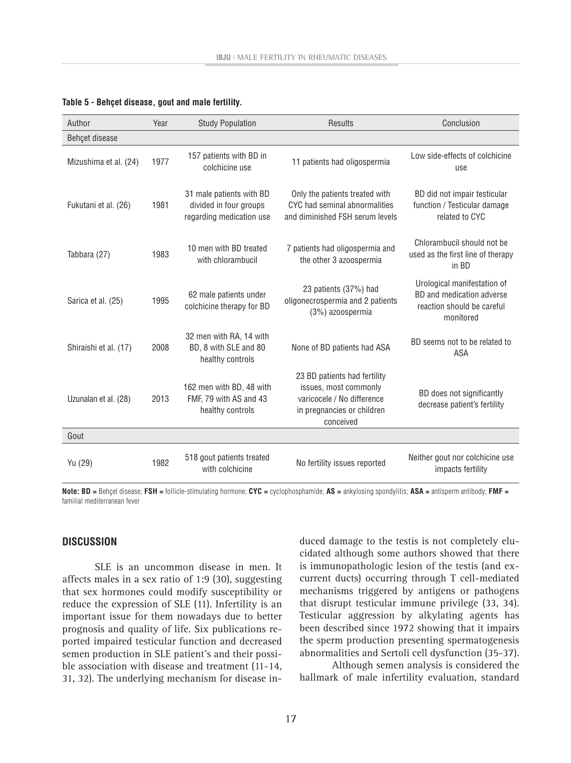**Table 5 - Behçet disease, gout and male fertility.**

| Author | Year | Study Population | Results | Conclusion |
|---|---|---|---|---|
| Behçet disease | | | | |
| Mizushima et al. (24) | 1977 | 157 patients with BD in colchicine use | 11 patients had oligospermia | Low side-effects of colchicine use |
| Fukutani et al. (26) | 1981 | 31 male patients with BD divided in four groups regarding medication use | Only the patients treated with CYC had seminal abnormalities and diminished FSH serum levels | BD did not impair testicular function / Testicular damage related to CYC |
| Tabbara (27) | 1983 | 10 men with BD treated with chlorambucil | 7 patients had oligospermia and the other 3 azoospermia | Chlorambucil should not be used as the first line of therapy in BD |
| Sarica et al. (25) | 1995 | 62 male patients under colchicine therapy for BD | 23 patients (37%) had oligonecrospermia and 2 patients (3%) azoospermia | Urological manifestation of BD and medication adverse reaction should be careful monitored |
| Shiraishi et al. (17) | 2008 | 32 men with RA, 14 with BD, 8 with SLE and 80 healthy controls | None of BD patients had ASA | BD seems not to be related to ASA |
| Uzunalan et al. (28) | 2013 | 162 men with BD, 48 with FMF, 79 with AS and 43 healthy controls | 23 BD patients had fertility issues, most commonly varicocele / No difference in pregnancies or children conceived | BD does not significantly decrease patient's fertility |
| Gout | | | | |
| Yu (29) | 1982 | 518 gout patients treated with colchicine | No fertility issues reported | Neither gout nor colchicine use impacts fertility |

**Note: BD =** Behçet disease; **FSH =** follicle-stimulating hormone; **CYC =** cyclophosphamide; **AS =** ankylosing spondylitis; **ASA =** antisperm antibody; **FMF =** familial mediterranean fever

## DISCUSSION

SLE is an uncommon disease in men. It affects males in a sex ratio of 1:9 (30), suggesting that sex hormones could modify susceptibility or reduce the expression of SLE (11). Infertility is an important issue for them nowadays due to better prognosis and quality of life. Six publications reported impaired testicular function and decreased semen production in SLE patient's and their possible association with disease and treatment (11-14, 31, 32). The underlying mechanism for disease induced damage to the testis is not completely elucidated although some authors showed that there is immunopathologic lesion of the testis (and excurrent ducts) occurring through T cell-mediated mechanisms triggered by antigens or pathogens that disrupt testicular immune privilege (33, 34). Testicular aggression by alkylating agents has been described since 1972 showing that it impairs the sperm production presenting spermatogenesis abnormalities and Sertoli cell dysfunction (35-37).

Although semen analysis is considered the hallmark of male infertility evaluation, standard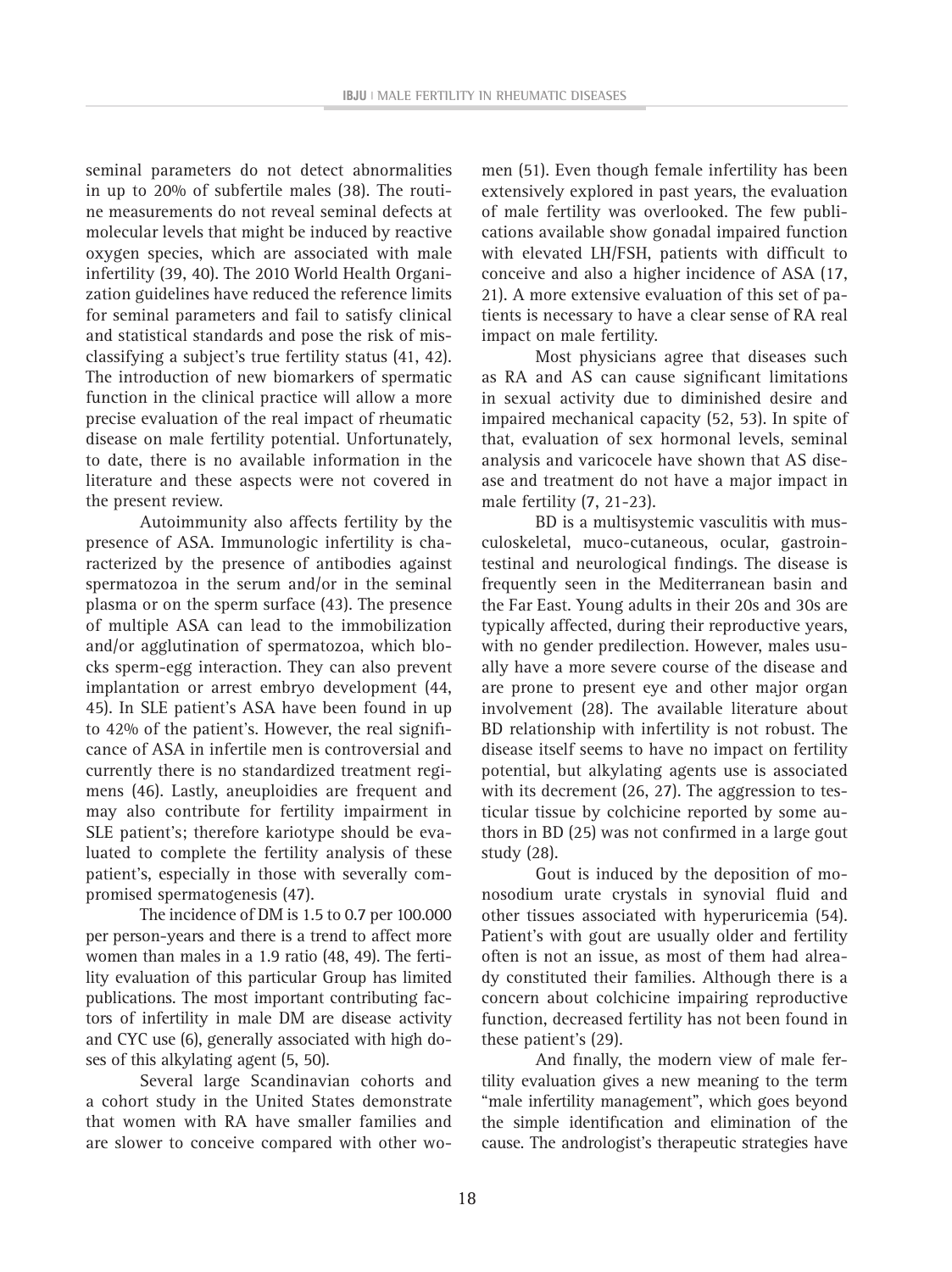seminal parameters do not detect abnormalities in up to 20% of subfertile males (38). The routine measurements do not reveal seminal defects at molecular levels that might be induced by reactive oxygen species, which are associated with male infertility (39, 40). The 2010 World Health Organization guidelines have reduced the reference limits for seminal parameters and fail to satisfy clinical and statistical standards and pose the risk of misclassifying a subject's true fertility status (41, 42). The introduction of new biomarkers of spermatic function in the clinical practice will allow a more precise evaluation of the real impact of rheumatic disease on male fertility potential. Unfortunately, to date, there is no available information in the literature and these aspects were not covered in the present review.

Autoimmunity also affects fertility by the presence of ASA. Immunologic infertility is characterized by the presence of antibodies against spermatozoa in the serum and/or in the seminal plasma or on the sperm surface (43). The presence of multiple ASA can lead to the immobilization and/or agglutination of spermatozoa, which blocks sperm-egg interaction. They can also prevent implantation or arrest embryo development (44, 45). In SLE patient's ASA have been found in up to 42% of the patient's. However, the real significance of ASA in infertile men is controversial and currently there is no standardized treatment regimens (46). Lastly, aneuploidies are frequent and may also contribute for fertility impairment in SLE patient's; therefore kariotype should be evaluated to complete the fertility analysis of these patient's, especially in those with severally compromised spermatogenesis (47).

The incidence of DM is 1.5 to 0.7 per 100.000 per person-years and there is a trend to affect more women than males in a 1.9 ratio (48, 49). The fertility evaluation of this particular Group has limited publications. The most important contributing factors of infertility in male DM are disease activity and CYC use (6), generally associated with high doses of this alkylating agent (5, 50).

Several large Scandinavian cohorts and a cohort study in the United States demonstrate that women with RA have smaller families and are slower to conceive compared with other women (51). Even though female infertility has been extensively explored in past years, the evaluation of male fertility was overlooked. The few publications available show gonadal impaired function with elevated LH/FSH, patients with difficult to conceive and also a higher incidence of ASA (17, 21). A more extensive evaluation of this set of patients is necessary to have a clear sense of RA real impact on male fertility.

Most physicians agree that diseases such as RA and AS can cause significant limitations in sexual activity due to diminished desire and impaired mechanical capacity (52, 53). In spite of that, evaluation of sex hormonal levels, seminal analysis and varicocele have shown that AS disease and treatment do not have a major impact in male fertility (7, 21-23).

BD is a multisystemic vasculitis with musculoskeletal, muco-cutaneous, ocular, gastrointestinal and neurological findings. The disease is frequently seen in the Mediterranean basin and the Far East. Young adults in their 20s and 30s are typically affected, during their reproductive years, with no gender predilection. However, males usually have a more severe course of the disease and are prone to present eye and other major organ involvement (28). The available literature about BD relationship with infertility is not robust. The disease itself seems to have no impact on fertility potential, but alkylating agents use is associated with its decrement (26, 27). The aggression to testicular tissue by colchicine reported by some authors in BD (25) was not confirmed in a large gout study (28).

Gout is induced by the deposition of monosodium urate crystals in synovial fluid and other tissues associated with hyperuricemia (54). Patient's with gout are usually older and fertility often is not an issue, as most of them had already constituted their families. Although there is a concern about colchicine impairing reproductive function, decreased fertility has not been found in these patient's (29).

And finally, the modern view of male fertility evaluation gives a new meaning to the term "male infertility management", which goes beyond the simple identification and elimination of the cause. The andrologist's therapeutic strategies have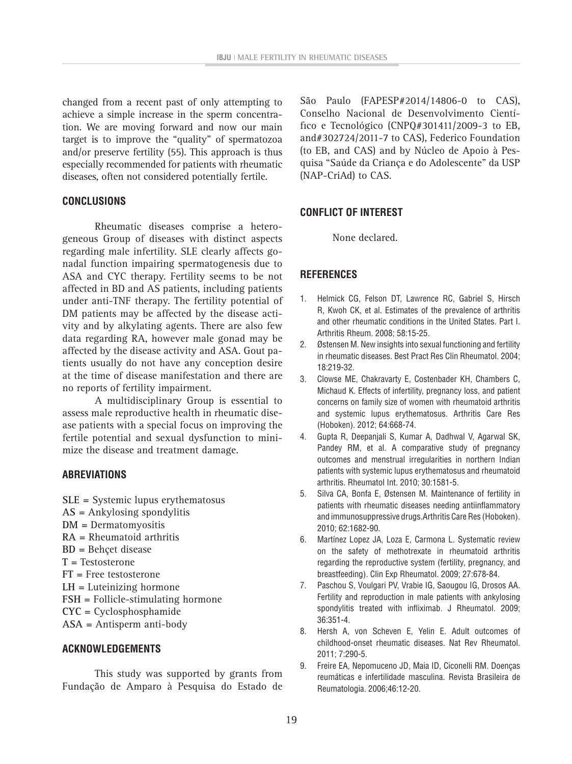changed from a recent past of only attempting to achieve a simple increase in the sperm concentration. We are moving forward and now our main target is to improve the "quality" of spermatozoa and/or preserve fertility (55). This approach is thus especially recommended for patients with rheumatic diseases, often not considered potentially fertile.

## CONCLUSIONS

Rheumatic diseases comprise a heterogeneous Group of diseases with distinct aspects regarding male infertility. SLE clearly affects gonadal function impairing spermatogenesis due to ASA and CYC therapy. Fertility seems to be not affected in BD and AS patients, including patients under anti-TNF therapy. The fertility potential of DM patients may be affected by the disease activity and by alkylating agents. There are also few data regarding RA, however male gonad may be affected by the disease activity and ASA. Gout patients usually do not have any conception desire at the time of disease manifestation and there are no reports of fertility impairment.

A multidisciplinary Group is essential to assess male reproductive health in rheumatic disease patients with a special focus on improving the fertile potential and sexual dysfunction to minimize the disease and treatment damage.

## ABREVIATIONS

**SLE** = Systemic lupus erythematosus
**AS** = Ankylosing spondylitis
**DM** = Dermatomyositis
**RA** = Rheumatoid arthritis
**BD** = Behçet disease
**T** = Testosterone
**FT** = Free testosterone
**LH** = Luteinizing hormone
**FSH** = Follicle-stimulating hormone
**CYC** = Cyclosphosphamide
**ASA** = Antisperm anti-body

## ACKNOWLEDGEMENTS

This study was supported by grants from Fundação de Amparo à Pesquisa do Estado de São Paulo (FAPESP#2014/14806-0 to CAS), Conselho Nacional de Desenvolvimento Científico e Tecnológico (CNPQ#301411/2009-3 to EB, and#302724/2011-7 to CAS), Federico Foundation (to EB, and CAS) and by Núcleo de Apoio à Pesquisa "Saúde da Criança e do Adolescente" da USP (NAP-CriAd) to CAS.

## CONFLICT OF INTEREST

None declared.

## REFERENCES

1. Helmick CG, Felson DT, Lawrence RC, Gabriel S, Hirsch R, Kwoh CK, et al. Estimates of the prevalence of arthritis and other rheumatic conditions in the United States. Part I. Arthritis Rheum. 2008; 58:15-25.
2. Østensen M. New insights into sexual functioning and fertility in rheumatic diseases. Best Pract Res Clin Rheumatol. 2004; 18:219-32.
3. Clowse ME, Chakravarty E, Costenbader KH, Chambers C, Michaud K. Effects of infertility, pregnancy loss, and patient concerns on family size of women with rheumatoid arthritis and systemic lupus erythematosus. Arthritis Care Res (Hoboken). 2012; 64:668-74.
4. Gupta R, Deepanjali S, Kumar A, Dadhwal V, Agarwal SK, Pandey RM, et al. A comparative study of pregnancy outcomes and menstrual irregularities in northern Indian patients with systemic lupus erythematosus and rheumatoid arthritis. Rheumatol Int. 2010; 30:1581-5.
5. Silva CA, Bonfa E, Østensen M. Maintenance of fertility in patients with rheumatic diseases needing antiinflammatory and immunosuppressive drugs.Arthritis Care Res (Hoboken). 2010; 62:1682-90.
6. Martínez Lopez JA, Loza E, Carmona L. Systematic review on the safety of methotrexate in rheumatoid arthritis regarding the reproductive system (fertility, pregnancy, and breastfeeding). Clin Exp Rheumatol. 2009; 27:678-84.
7. Paschou S, Voulgari PV, Vrabie IG, Saougou IG, Drosos AA. Fertility and reproduction in male patients with ankylosing spondylitis treated with infliximab. J Rheumatol. 2009; 36:351-4.
8. Hersh A, von Scheven E, Yelin E. Adult outcomes of childhood-onset rheumatic diseases. Nat Rev Rheumatol. 2011; 7:290-5.
9. Freire EA, Nepomuceno JD, Maia ID, Ciconelli RM. Doenças reumáticas e infertilidade masculina. Revista Brasileira de Reumatologia. 2006;46:12-20.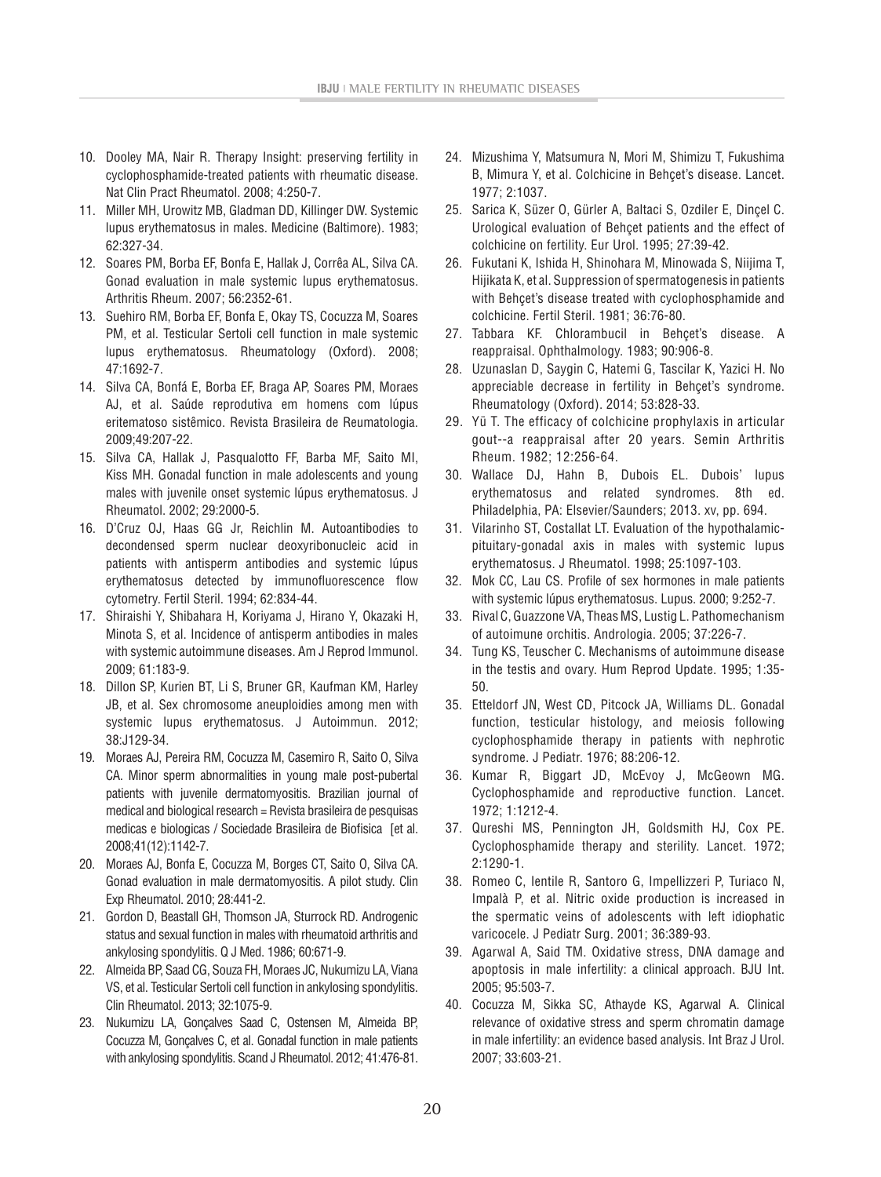10. Dooley MA, Nair R. Therapy Insight: preserving fertility in cyclophosphamide-treated patients with rheumatic disease. Nat Clin Pract Rheumatol. 2008; 4:250-7.
11. Miller MH, Urowitz MB, Gladman DD, Killinger DW. Systemic lupus erythematosus in males. Medicine (Baltimore). 1983; 62:327-34.
12. Soares PM, Borba EF, Bonfa E, Hallak J, Corrêa AL, Silva CA. Gonad evaluation in male systemic lupus erythematosus. Arthritis Rheum. 2007; 56:2352-61.
13. Suehiro RM, Borba EF, Bonfa E, Okay TS, Cocuzza M, Soares PM, et al. Testicular Sertoli cell function in male systemic lupus erythematosus. Rheumatology (Oxford). 2008; 47:1692-7.
14. Silva CA, Bonfá E, Borba EF, Braga AP, Soares PM, Moraes AJ, et al. Saúde reprodutiva em homens com lúpus eritematoso sistêmico. Revista Brasileira de Reumatologia. 2009;49:207-22.
15. Silva CA, Hallak J, Pasqualotto FF, Barba MF, Saito MI, Kiss MH. Gonadal function in male adolescents and young males with juvenile onset systemic lúpus erythematosus. J Rheumatol. 2002; 29:2000-5.
16. D'Cruz OJ, Haas GG Jr, Reichlin M. Autoantibodies to decondensed sperm nuclear deoxyribonucleic acid in patients with antisperm antibodies and systemic lúpus erythematosus detected by immunofluorescence flow cytometry. Fertil Steril. 1994; 62:834-44.
17. Shiraishi Y, Shibahara H, Koriyama J, Hirano Y, Okazaki H, Minota S, et al. Incidence of antisperm antibodies in males with systemic autoimmune diseases. Am J Reprod Immunol. 2009; 61:183-9.
18. Dillon SP, Kurien BT, Li S, Bruner GR, Kaufman KM, Harley JB, et al. Sex chromosome aneuploidies among men with systemic lupus erythematosus. J Autoimmun. 2012; 38:J129-34.
19. Moraes AJ, Pereira RM, Cocuzza M, Casemiro R, Saito O, Silva CA. Minor sperm abnormalities in young male post-pubertal patients with juvenile dermatomyositis. Brazilian journal of medical and biological research = Revista brasileira de pesquisas medicas e biologicas / Sociedade Brasileira de Biofisica [et al. 2008;41(12):1142-7.
20. Moraes AJ, Bonfa E, Cocuzza M, Borges CT, Saito O, Silva CA. Gonad evaluation in male dermatomyositis. A pilot study. Clin Exp Rheumatol. 2010; 28:441-2.
21. Gordon D, Beastall GH, Thomson JA, Sturrock RD. Androgenic status and sexual function in males with rheumatoid arthritis and ankylosing spondylitis. Q J Med. 1986; 60:671-9.
22. Almeida BP, Saad CG, Souza FH, Moraes JC, Nukumizu LA, Viana VS, et al. Testicular Sertoli cell function in ankylosing spondylitis. Clin Rheumatol. 2013; 32:1075-9.
23. Nukumizu LA, Gonçalves Saad C, Ostensen M, Almeida BP, Cocuzza M, Gonçalves C, et al. Gonadal function in male patients with ankylosing spondylitis. Scand J Rheumatol. 2012; 41:476-81.
24. Mizushima Y, Matsumura N, Mori M, Shimizu T, Fukushima B, Mimura Y, et al. Colchicine in Behçet's disease. Lancet. 1977; 2:1037.
25. Sarica K, Süzer O, Gürler A, Baltaci S, Ozdiler E, Dinçel C. Urological evaluation of Behçet patients and the effect of colchicine on fertility. Eur Urol. 1995; 27:39-42.
26. Fukutani K, Ishida H, Shinohara M, Minowada S, Niijima T, Hijikata K, et al. Suppression of spermatogenesis in patients with Behçet's disease treated with cyclophosphamide and colchicine. Fertil Steril. 1981; 36:76-80.
27. Tabbara KF. Chlorambucil in Behçet's disease. A reappraisal. Ophthalmology. 1983; 90:906-8.
28. Uzunaslan D, Saygin C, Hatemi G, Tascilar K, Yazici H. No appreciable decrease in fertility in Behçet's syndrome. Rheumatology (Oxford). 2014; 53:828-33.
29. Yü T. The efficacy of colchicine prophylaxis in articular gout--a reappraisal after 20 years. Semin Arthritis Rheum. 1982; 12:256-64.
30. Wallace DJ, Hahn B, Dubois EL. Dubois' lupus erythematosus and related syndromes. 8th ed. Philadelphia, PA: Elsevier/Saunders; 2013. xv, pp. 694.
31. Vilarinho ST, Costallat LT. Evaluation of the hypothalamic-pituitary-gonadal axis in males with systemic lupus erythematosus. J Rheumatol. 1998; 25:1097-103.
32. Mok CC, Lau CS. Profile of sex hormones in male patients with systemic lúpus erythematosus. Lupus. 2000; 9:252-7.
33. Rival C, Guazzone VA, Theas MS, Lustig L. Pathomechanism of autoimune orchitis. Andrologia. 2005; 37:226-7.
34. Tung KS, Teuscher C. Mechanisms of autoimmune disease in the testis and ovary. Hum Reprod Update. 1995; 1:35-50.
35. Etteldorf JN, West CD, Pitcock JA, Williams DL. Gonadal function, testicular histology, and meiosis following cyclophosphamide therapy in patients with nephrotic syndrome. J Pediatr. 1976; 88:206-12.
36. Kumar R, Biggart JD, McEvoy J, McGeown MG. Cyclophosphamide and reproductive function. Lancet. 1972; 1:1212-4.
37. Qureshi MS, Pennington JH, Goldsmith HJ, Cox PE. Cyclophosphamide therapy and sterility. Lancet. 1972; 2:1290-1.
38. Romeo C, Ientile R, Santoro G, Impellizzeri P, Turiaco N, Impalà P, et al. Nitric oxide production is increased in the spermatic veins of adolescents with left idiophatic varicocele. J Pediatr Surg. 2001; 36:389-93.
39. Agarwal A, Said TM. Oxidative stress, DNA damage and apoptosis in male infertility: a clinical approach. BJU Int. 2005; 95:503-7.
40. Cocuzza M, Sikka SC, Athayde KS, Agarwal A. Clinical relevance of oxidative stress and sperm chromatin damage in male infertility: an evidence based analysis. Int Braz J Urol. 2007; 33:603-21.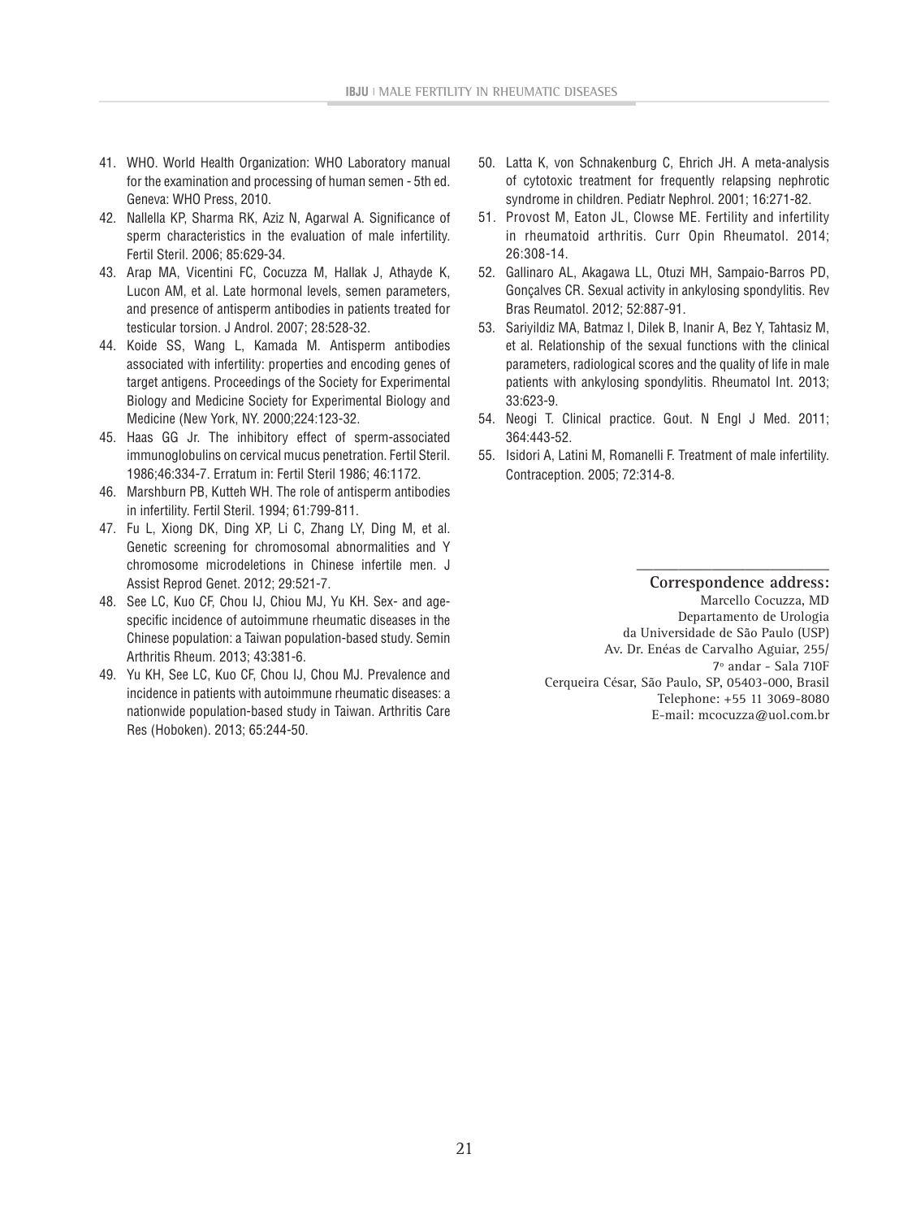41. WHO. World Health Organization: WHO Laboratory manual for the examination and processing of human semen - 5th ed. Geneva: WHO Press, 2010.
42. Nallella KP, Sharma RK, Aziz N, Agarwal A. Significance of sperm characteristics in the evaluation of male infertility. Fertil Steril. 2006; 85:629-34.
43. Arap MA, Vicentini FC, Cocuzza M, Hallak J, Athayde K, Lucon AM, et al. Late hormonal levels, semen parameters, and presence of antisperm antibodies in patients treated for testicular torsion. J Androl. 2007; 28:528-32.
44. Koide SS, Wang L, Kamada M. Antisperm antibodies associated with infertility: properties and encoding genes of target antigens. Proceedings of the Society for Experimental Biology and Medicine Society for Experimental Biology and Medicine (New York, NY. 2000;224:123-32.
45. Haas GG Jr. The inhibitory effect of sperm-associated immunoglobulins on cervical mucus penetration. Fertil Steril. 1986;46:334-7. Erratum in: Fertil Steril 1986; 46:1172.
46. Marshburn PB, Kutteh WH. The role of antisperm antibodies in infertility. Fertil Steril. 1994; 61:799-811.
47. Fu L, Xiong DK, Ding XP, Li C, Zhang LY, Ding M, et al. Genetic screening for chromosomal abnormalities and Y chromosome microdeletions in Chinese infertile men. J Assist Reprod Genet. 2012; 29:521-7.
48. See LC, Kuo CF, Chou IJ, Chiou MJ, Yu KH. Sex- and age-specific incidence of autoimmune rheumatic diseases in the Chinese population: a Taiwan population-based study. Semin Arthritis Rheum. 2013; 43:381-6.
49. Yu KH, See LC, Kuo CF, Chou IJ, Chou MJ. Prevalence and incidence in patients with autoimmune rheumatic diseases: a nationwide population-based study in Taiwan. Arthritis Care Res (Hoboken). 2013; 65:244-50.
50. Latta K, von Schnakenburg C, Ehrich JH. A meta-analysis of cytotoxic treatment for frequently relapsing nephrotic syndrome in children. Pediatr Nephrol. 2001; 16:271-82.
51. Provost M, Eaton JL, Clowse ME. Fertility and infertility in rheumatoid arthritis. Curr Opin Rheumatol. 2014; 26:308-14.
52. Gallinaro AL, Akagawa LL, Otuzi MH, Sampaio-Barros PD, Gonçalves CR. Sexual activity in ankylosing spondylitis. Rev Bras Reumatol. 2012; 52:887-91.
53. Sariyildiz MA, Batmaz I, Dilek B, Inanir A, Bez Y, Tahtasiz M, et al. Relationship of the sexual functions with the clinical parameters, radiological scores and the quality of life in male patients with ankylosing spondylitis. Rheumatol Int. 2013; 33:623-9.
54. Neogi T. Clinical practice. Gout. N Engl J Med. 2011; 364:443-52.
55. Isidori A, Latini M, Romanelli F. Treatment of male infertility. Contraception. 2005; 72:314-8.

**Correspondence address:**
Marcello Cocuzza, MD
Departamento de Urologia
da Universidade de São Paulo (USP)
Av. Dr. Enéas de Carvalho Aguiar, 255/
7º andar - Sala 710F
Cerqueira César, São Paulo, SP, 05403-000, Brasil
Telephone: +55 11 3069-8080
E-mail: mcocuzza@uol.com.br